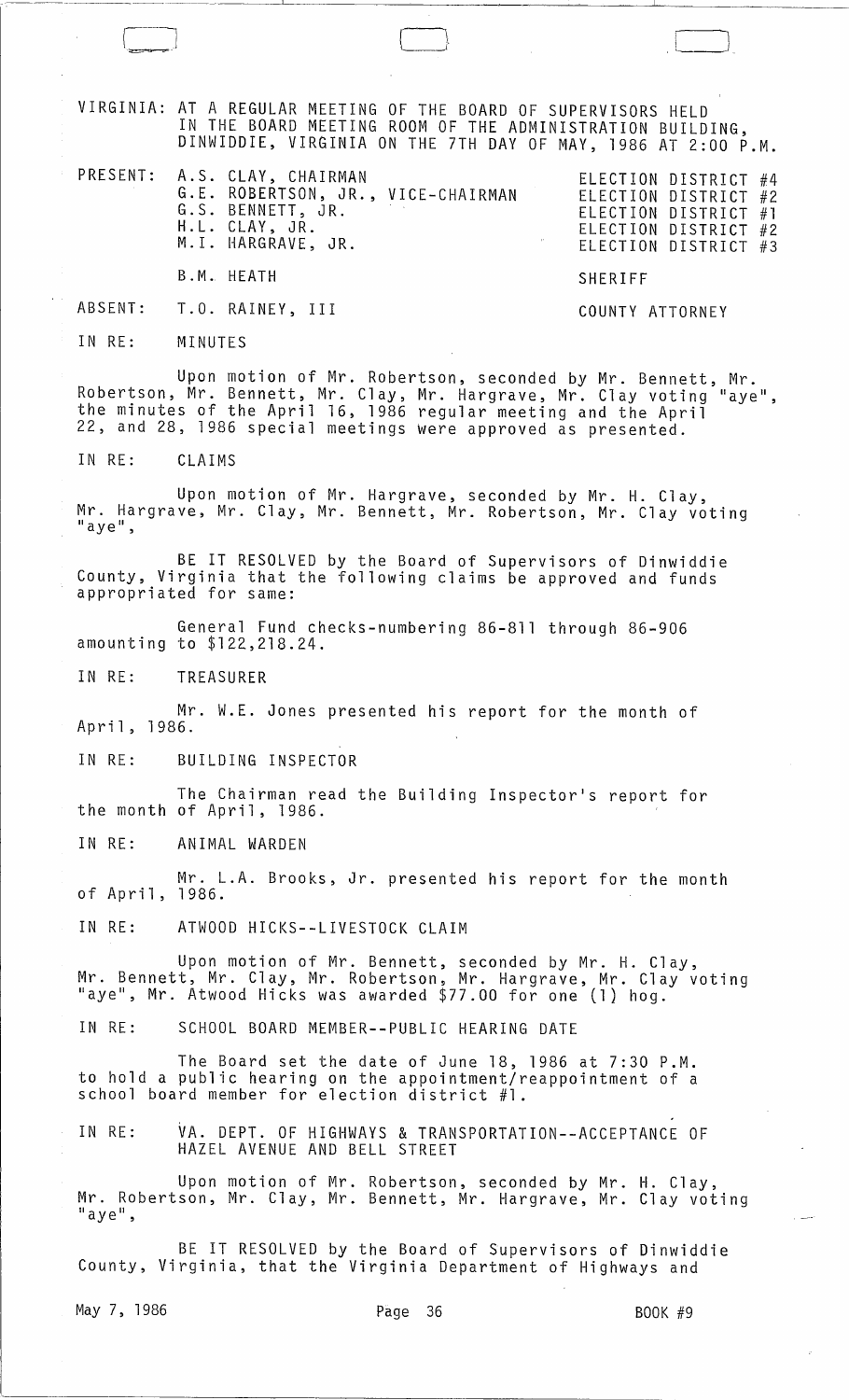VIRGINIA: AT A REGULAR MEETING OF THE BOARD OF SUPERVISORS HELD IN THE BOARD MEETING ROOM OF THE ADMINISTRATION BUILDING, DINWIDDIE, VIRGINIA ON THE 7TH DAY OF MAY, 1986 AT 2:00 P.M.

| | | |
|---|---|---|
| PRESENT: | A.S. CLAY, CHAIRMAN | ELECTION DISTRICT #4 |
| | G.E. ROBERTSON, JR., VICE-CHAIRMAN | ELECTION DISTRICT #2 |
| | G.S. BENNETT, JR. | ELECTION DISTRICT #1 |
| | H.L. CLAY, JR. | ELECTION DISTRICT #2 |
| | M.I. HARGRAVE, JR. | ELECTION DISTRICT #3 |
| | B.M. HEATH | SHERIFF |
| ABSENT: | T.O. RAINEY, III | COUNTY ATTORNEY |

IN RE: MINUTES

Upon motion of Mr. Robertson, seconded by Mr. Bennett, Mr. Robertson, Mr. Bennett, Mr. Clay, Mr. Hargrave, Mr. Clay voting "aye", the minutes of the April 16, 1986 regular meeting and the April 22, and 28, 1986 special meetings were approved as presented.

IN RE: CLAIMS

Upon motion of Mr. Hargrave, seconded by Mr. H. Clay, Mr. Hargrave, Mr. Clay, Mr. Bennett, Mr. Robertson, Mr. Clay voting "aye",

BE IT RESOLVED by the Board of Supervisors of Dinwiddie County, Virginia that the following claims be approved and funds appropriated for same:

General Fund checks-numbering 86-811 through 86-906 amounting to $122,218.24.

IN RE: TREASURER

Mr. W.E. Jones presented his report for the month of April, 1986.

IN RE: BUILDING INSPECTOR

The Chairman read the Building Inspector's report for the month of April, 1986.

IN RE: ANIMAL WARDEN

Mr. L.A. Brooks, Jr. presented his report for the month of April, 1986.

IN RE: ATWOOD HICKS--LIVESTOCK CLAIM

Upon motion of Mr. Bennett, seconded by Mr. H. Clay, Mr. Bennett, Mr. Clay, Mr. Robertson, Mr. Hargrave, Mr. Clay voting "aye", Mr. Atwood Hicks was awarded $77.00 for one (1) hog.

IN RE: SCHOOL BOARD MEMBER--PUBLIC HEARING DATE

The Board set the date of June 18, 1986 at 7:30 P.M. to hold a public hearing on the appointment/reappointment of a school board member for election district #1.

IN RE: VA. DEPT. OF HIGHWAYS & TRANSPORTATION--ACCEPTANCE OF HAZEL AVENUE AND BELL STREET

Upon motion of Mr. Robertson, seconded by Mr. H. Clay, Mr. Robertson, Mr. Clay, Mr. Bennett, Mr. Hargrave, Mr. Clay voting "aye",

BE IT RESOLVED by the Board of Supervisors of Dinwiddie County, Virginia, that the Virginia Department of Highways and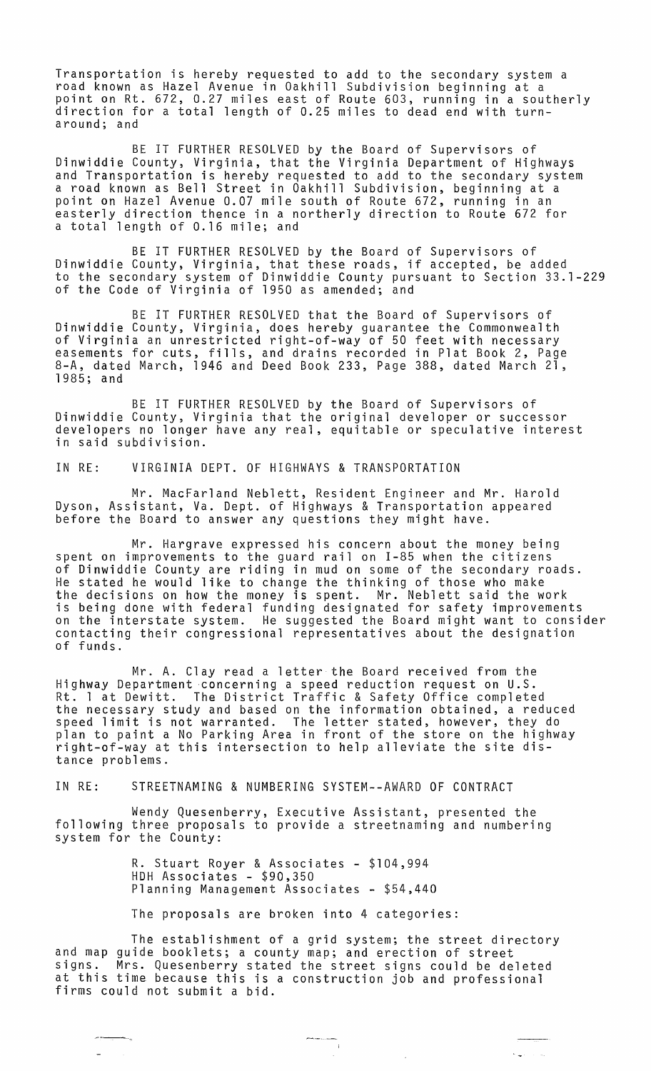Transportation is hereby requested to add to the secondary system a road known as Hazel Avenue in Oakhill Subdivision beginning at a point on Rt. 672, 0.27 miles east of Route 603, running in a southerly direction for a total length of 0.25 miles to dead end with turnaround; and

BE IT FURTHER RESOLVED by the Board of Supervisors of Dinwiddie County, Virginia, that the Virginia Department of Highways and Transportation is hereby requested to add to the secondary system a road known as Bell Street in Oakhill Subdivision, beginning at a point on Hazel Avenue 0.07 mile south of Route 672, running in an easterly direction thence in a northerly direction to Route 672 for a total length of 0.16 mile; and

BE IT FURTHER RESOLVED by the Board of Supervisors of Dinwiddie County, Virginia, that these roads, if accepted, be added to the secondary system of Dinwiddie County pursuant to Section 33.1-229 of the Code of Virginia of 1950 as amended; and

BE IT FURTHER RESOLVED that the Board of Supervisors of Dinwiddie County, Virginia, does hereby guarantee the Commonwealth of Virginia an unrestricted right-of-way of 50 feet with necessary easements for cuts, fills, and drains recorded in Plat Book 2, Page 8-A, dated March, 1946 and Deed Book 233, Page 388, dated March 21, 1985; and

BE IT FURTHER RESOLVED by the Board of Supervisors of Dinwiddie County, Virginia that the original developer or successor developers no longer have any real, equitable or speculative interest in said subdivision.

IN RE: VIRGINIA DEPT. OF HIGHWAYS & TRANSPORTATION

Mr. MacFarland Neblett, Resident Engineer and Mr. Harold Dyson, Assistant, Va. Dept. of Highways & Transportation appeared before the Board to answer any questions they might have.

Mr. Hargrave expressed his concern about the money being spent on improvements to the guard rail on I-85 when the citizens of Dinwiddie County are riding in mud on some of the secondary roads. He stated he would like to change the thinking of those who make the decisions on how the money is spent. Mr. Neblett said the work is being done with federal funding designated for safety improvements on the interstate system. He suggested the Board might want to consider contacting their congressional representatives about the designation of funds.

Mr. A. Clay read a letter the Board received from the Highway Department concerning a speed reduction request on U.S. Rt. 1 at Dewitt. The District Traffic & Safety Office completed the necessary study and based on the information obtained, a reduced speed limit is not warranted. The letter stated, however, they do plan to paint a No Parking Area in front of the store on the highway right-of-way at this intersection to help alleviate the site distance problems.

IN RE: STREETNAMING & NUMBERING SYSTEM--AWARD OF CONTRACT

Wendy Quesenberry, Executive Assistant, presented the following three proposals to provide a streetnaming and numbering system for the County:

R. Stuart Royer & Associates - $104,994
HDH Associates - $90,350
Planning Management Associates - $54,440

The proposals are broken into 4 categories:

The establishment of a grid system; the street directory and map guide booklets; a county map; and erection of street signs. Mrs. Quesenberry stated the street signs could be deleted at this time because this is a construction job and professional firms could not submit a bid.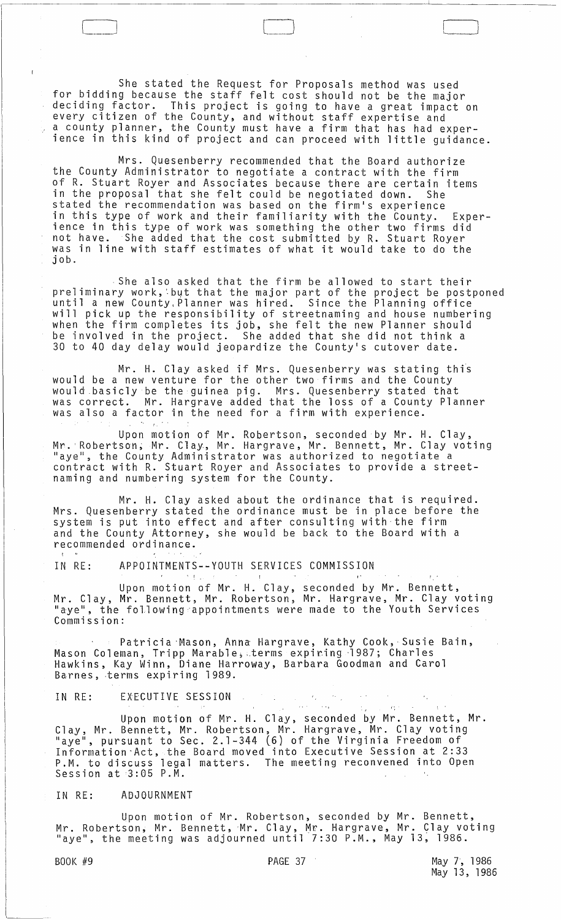She stated the Request for Proposals method was used for bidding because the staff felt cost should not be the major deciding factor. This project is going to have a great impact on every citizen of the County, and without staff expertise and a county planner, the County must have a firm that has had experience in this kind of project and can proceed with little guidance.

Mrs. Quesenberry recommended that the Board authorize the County Administrator to negotiate a contract with the firm of R. Stuart Royer and Associates because there are certain items in the proposal that she felt could be negotiated down. She stated the recommendation was based on the firm's experience in this type of work and their familiarity with the County. Experience in this type of work was something the other two firms did not have. She added that the cost submitted by R. Stuart Royer was in line with staff estimates of what it would take to do the job.

She also asked that the firm be allowed to start their preliminary work, but that the major part of the project be postponed until a new County Planner was hired. Since the Planning office will pick up the responsibility of streetnaming and house numbering when the firm completes its job, she felt the new Planner should be involved in the project. She added that she did not think a 30 to 40 day delay would jeopardize the County's cutover date.

Mr. H. Clay asked if Mrs. Quesenberry was stating this would be a new venture for the other two firms and the County would basicly be the guinea pig. Mrs. Quesenberry stated that was correct. Mr. Hargrave added that the loss of a County Planner was also a factor in the need for a firm with experience.

Upon motion of Mr. Robertson, seconded by Mr. H. Clay, Mr. Robertson, Mr. Clay, Mr. Hargrave, Mr. Bennett, Mr. Clay voting "aye", the County Administrator was authorized to negotiate a contract with R. Stuart Royer and Associates to provide a streetnaming and numbering system for the County.

Mr. H. Clay asked about the ordinance that is required. Mrs. Quesenberry stated the ordinance must be in place before the system is put into effect and after consulting with the firm and the County Attorney, she would be back to the Board with a recommended ordinance.

IN RE: APPOINTMENTS--YOUTH SERVICES COMMISSION

Upon motion of Mr. H. Clay, seconded by Mr. Bennett, Mr. Clay, Mr. Bennett, Mr. Robertson, Mr. Hargrave, Mr. Clay voting "aye", the following appointments were made to the Youth Services Commission:

Patricia Mason, Anna Hargrave, Kathy Cook, Susie Bain, Mason Coleman, Tripp Marable, terms expiring 1987; Charles Hawkins, Kay Winn, Diane Harroway, Barbara Goodman and Carol Barnes, terms expiring 1989.

IN RE: EXECUTIVE SESSION

Upon motion of Mr. H. Clay, seconded by Mr. Bennett, Mr. Clay, Mr. Bennett, Mr. Robertson, Mr. Hargrave, Mr. Clay voting "aye", pursuant to Sec. 2.1-344 (6) of the Virginia Freedom of Information Act, the Board moved into Executive Session at 2:33 P.M. to discuss legal matters. The meeting reconvened into Open Session at 3:05 P.M.

IN RE: ADJOURNMENT

Upon motion of Mr. Robertson, seconded by Mr. Bennett, Mr. Robertson, Mr. Bennett, Mr. Clay, Mr. Hargrave, Mr. Clay voting "aye", the meeting was adjourned until 7:30 P.M., May 13, 1986.

BOOK #9 PAGE 37 May 7, 1986 May 13, 1986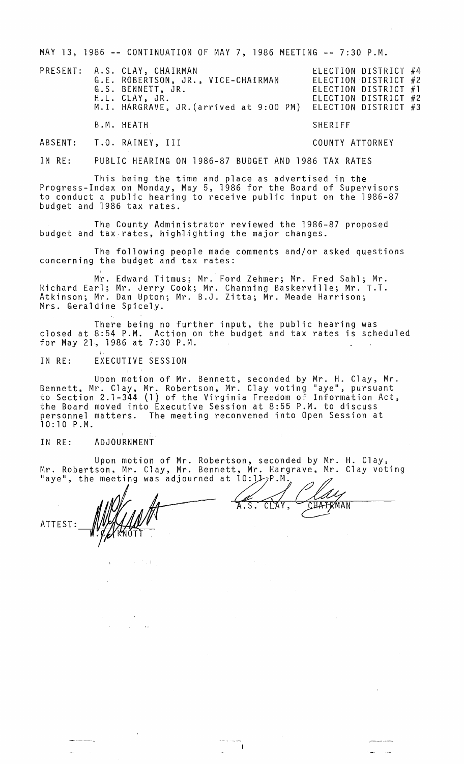MAY 13, 1986 -- CONTINUATION OF MAY 7, 1986 MEETING -- 7:30 P.M.

| | | |
|---|---|---|
| PRESENT: | A.S. CLAY, CHAIRMAN | ELECTION DISTRICT #4 |
| | G.E. ROBERTSON, JR., VICE-CHAIRMAN | ELECTION DISTRICT #2 |
| | G.S. BENNETT, JR. | ELECTION DISTRICT #1 |
| | H.L. CLAY, JR. | ELECTION DISTRICT #2 |
| | M.I. HARGRAVE, JR.(arrived at 9:00 PM) | ELECTION DISTRICT #3 |
| | B.M. HEATH | SHERIFF |
| ABSENT: | T.O. RAINEY, III | COUNTY ATTORNEY |

IN RE: PUBLIC HEARING ON 1986-87 BUDGET AND 1986 TAX RATES

This being the time and place as advertised in the Progress-Index on Monday, May 5, 1986 for the Board of Supervisors to conduct a public hearing to receive public input on the 1986-87 budget and 1986 tax rates.

The County Administrator reviewed the 1986-87 proposed budget and tax rates, highlighting the major changes.

The following people made comments and/or asked questions concerning the budget and tax rates:

Mr. Edward Titmus; Mr. Ford Zehmer; Mr. Fred Sahl; Mr. Richard Earl; Mr. Jerry Cook; Mr. Channing Baskerville; Mr. T.T. Atkinson; Mr. Dan Upton; Mr. B.J. Zitta; Mr. Meade Harrison; Mrs. Geraldine Spicely.

There being no further input, the public hearing was closed at 8:54 P.M. Action on the budget and tax rates is scheduled for May 21, 1986 at 7:30 P.M.

IN RE: EXECUTIVE SESSION

Upon motion of Mr. Bennett, seconded by Mr. H. Clay, Mr. Bennett, Mr. Clay, Mr. Robertson, Mr. Clay voting "aye", pursuant to Section 2.1-344 (1) of the Virginia Freedom of Information Act, the Board moved into Executive Session at 8:55 P.M. to discuss personnel matters. The meeting reconvened into Open Session at 10:10 P.M.

IN RE: ADJOURNMENT

Upon motion of Mr. Robertson, seconded by Mr. H. Clay, Mr. Robertson, Mr. Clay, Mr. Bennett, Mr. Hargrave, Mr. Clay voting "aye", the meeting was adjourned at 10:11 P.M.

A.S. CLAY, CHAIRMAN

ATTEST: W.C. KNOTT